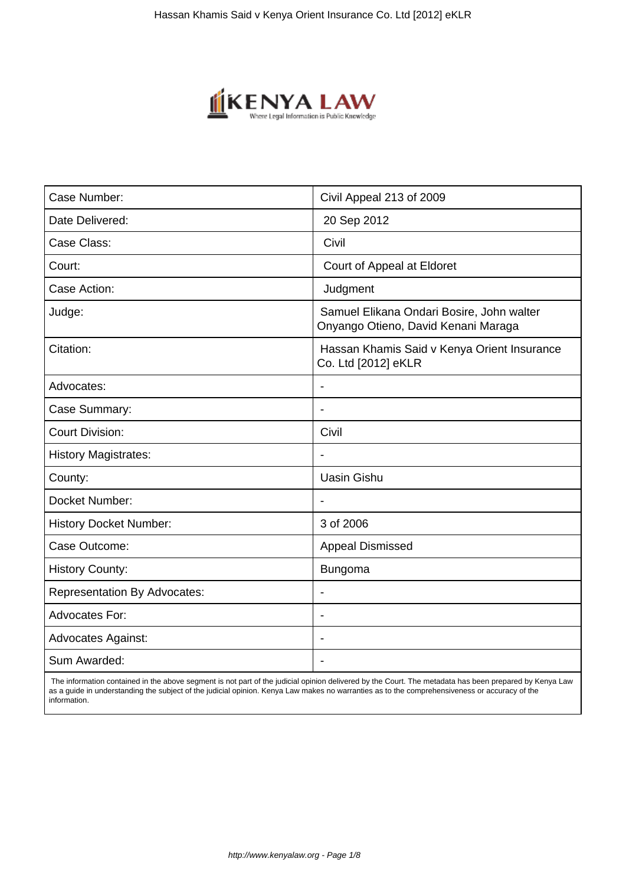| Case Number: | Civil Appeal 213 of 2009 |
|---|---|
| Date Delivered: | 20 Sep 2012 |
| Case Class: | Civil |
| Court: | Court of Appeal at Eldoret |
| Case Action: | Judgment |
| Judge: | Samuel Elikana Ondari Bosire, John walter Onyango Otieno, David Kenani Maraga |
| Citation: | Hassan Khamis Said v Kenya Orient Insurance Co. Ltd [2012] eKLR |
| Advocates: | - |
| Case Summary: | - |
| Court Division: | Civil |
| History Magistrates: | - |
| County: | Uasin Gishu |
| Docket Number: | - |
| History Docket Number: | 3 of 2006 |
| Case Outcome: | Appeal Dismissed |
| History County: | Bungoma |
| Representation By Advocates: | - |
| Advocates For: | - |
| Advocates Against: | - |
| Sum Awarded: | - |

The information contained in the above segment is not part of the judicial opinion delivered by the Court. The metadata has been prepared by Kenya Law as a guide in understanding the subject of the judicial opinion. Kenya Law makes no warranties as to the comprehensiveness or accuracy of the information.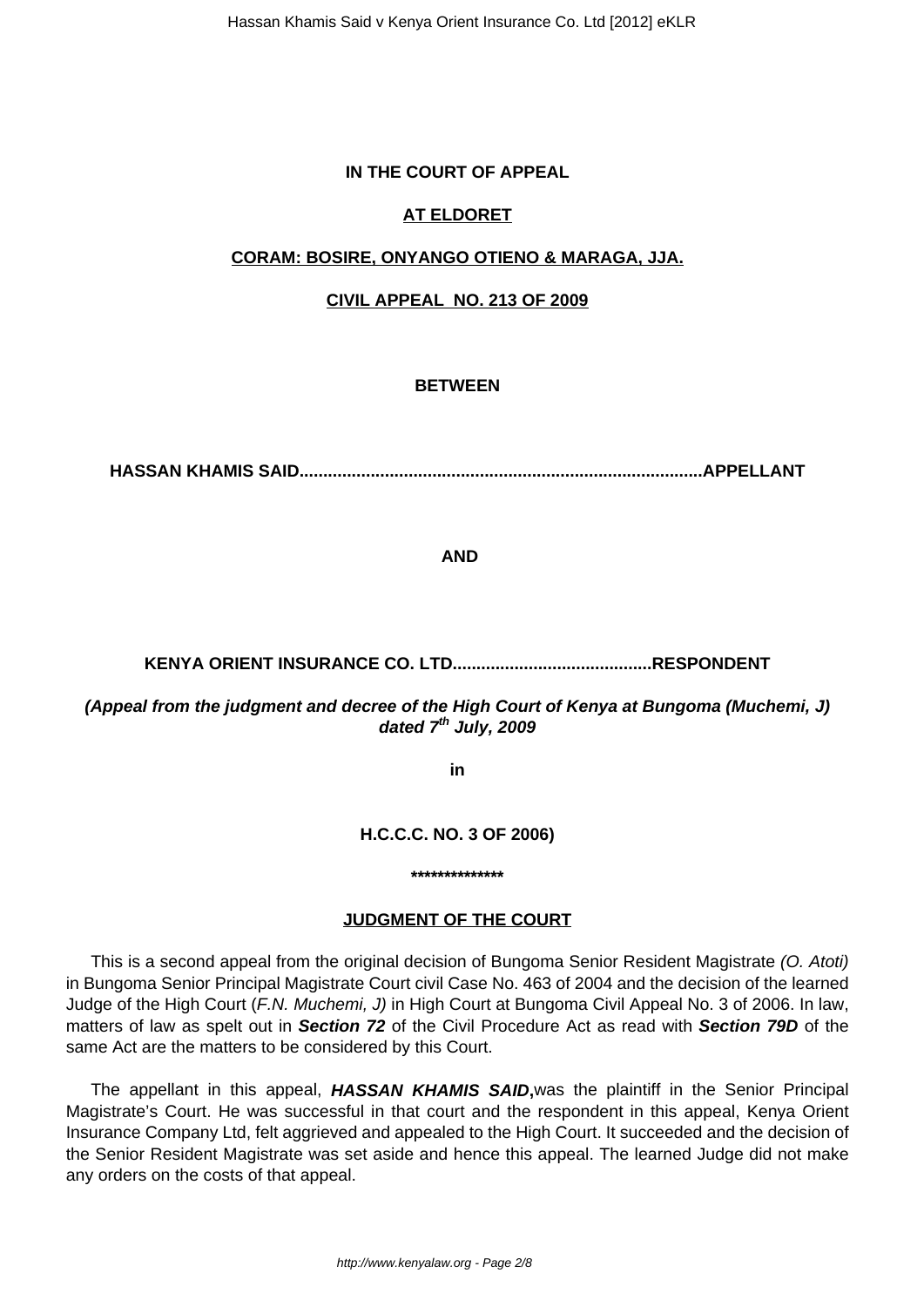**IN THE COURT OF APPEAL**

**AT ELDORET**

**CORAM: BOSIRE, ONYANGO OTIENO & MARAGA, JJA.**

**CIVIL APPEAL NO. 213 OF 2009**

**BETWEEN**

**HASSAN KHAMIS SAID....................................................................................APPELLANT**

**AND**

**KENYA ORIENT INSURANCE CO. LTD..........................................RESPONDENT**

***(Appeal from the judgment and decree of the High Court of Kenya at Bungoma (Muchemi, J) dated 7th July, 2009***

**in**

**H.C.C.C. NO. 3 OF 2006)**

**\*\*\*\*\*\*\*\*\*\*\*\*\*\***

**JUDGMENT OF THE COURT**

This is a second appeal from the original decision of Bungoma Senior Resident Magistrate *(O. Atoti)* in Bungoma Senior Principal Magistrate Court civil Case No. 463 of 2004 and the decision of the learned Judge of the High Court (*F.N. Muchemi, J)* in High Court at Bungoma Civil Appeal No. 3 of 2006. In law, matters of law as spelt out in ***Section 72*** of the Civil Procedure Act as read with ***Section 79D*** of the same Act are the matters to be considered by this Court.

The appellant in this appeal, ***HASSAN KHAMIS SAID*,**was the plaintiff in the Senior Principal Magistrate's Court. He was successful in that court and the respondent in this appeal, Kenya Orient Insurance Company Ltd, felt aggrieved and appealed to the High Court. It succeeded and the decision of the Senior Resident Magistrate was set aside and hence this appeal. The learned Judge did not make any orders on the costs of that appeal.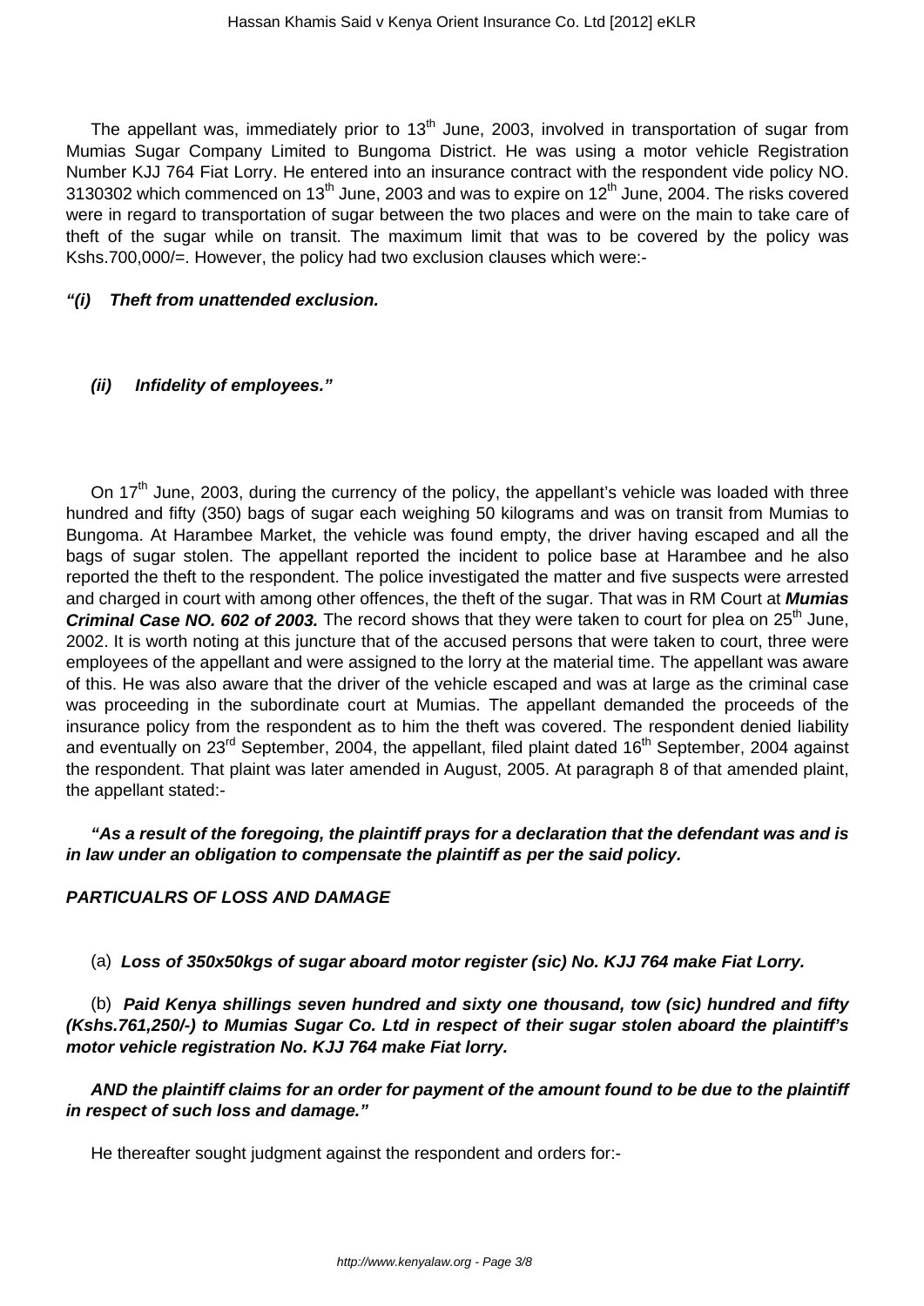The appellant was, immediately prior to 13th June, 2003, involved in transportation of sugar from Mumias Sugar Company Limited to Bungoma District. He was using a motor vehicle Registration Number KJJ 764 Fiat Lorry. He entered into an insurance contract with the respondent vide policy NO. 3130302 which commenced on 13th June, 2003 and was to expire on 12th June, 2004. The risks covered were in regard to transportation of sugar between the two places and were on the main to take care of theft of the sugar while on transit. The maximum limit that was to be covered by the policy was Kshs.700,000/=. However, the policy had two exclusion clauses which were:-

***"(i) Theft from unattended exclusion.***

***(ii) Infidelity of employees."***

On 17th June, 2003, during the currency of the policy, the appellant's vehicle was loaded with three hundred and fifty (350) bags of sugar each weighing 50 kilograms and was on transit from Mumias to Bungoma. At Harambee Market, the vehicle was found empty, the driver having escaped and all the bags of sugar stolen. The appellant reported the incident to police base at Harambee and he also reported the theft to the respondent. The police investigated the matter and five suspects were arrested and charged in court with among other offences, the theft of the sugar. That was in RM Court at ***Mumias Criminal Case NO. 602 of 2003.*** The record shows that they were taken to court for plea on 25th June, 2002. It is worth noting at this juncture that of the accused persons that were taken to court, three were employees of the appellant and were assigned to the lorry at the material time. The appellant was aware of this. He was also aware that the driver of the vehicle escaped and was at large as the criminal case was proceeding in the subordinate court at Mumias. The appellant demanded the proceeds of the insurance policy from the respondent as to him the theft was covered. The respondent denied liability and eventually on 23rd September, 2004, the appellant, filed plaint dated 16th September, 2004 against the respondent. That plaint was later amended in August, 2005. At paragraph 8 of that amended plaint, the appellant stated:-

***"As a result of the foregoing, the plaintiff prays for a declaration that the defendant was and is in law under an obligation to compensate the plaintiff as per the said policy.***

***PARTICUALRS OF LOSS AND DAMAGE***

(a) ***Loss of 350x50kgs of sugar aboard motor register (sic) No. KJJ 764 make Fiat Lorry.***

(b) ***Paid Kenya shillings seven hundred and sixty one thousand, tow (sic) hundred and fifty (Kshs.761,250/-) to Mumias Sugar Co. Ltd in respect of their sugar stolen aboard the plaintiff's motor vehicle registration No. KJJ 764 make Fiat lorry.***

***AND the plaintiff claims for an order for payment of the amount found to be due to the plaintiff in respect of such loss and damage."***

He thereafter sought judgment against the respondent and orders for:-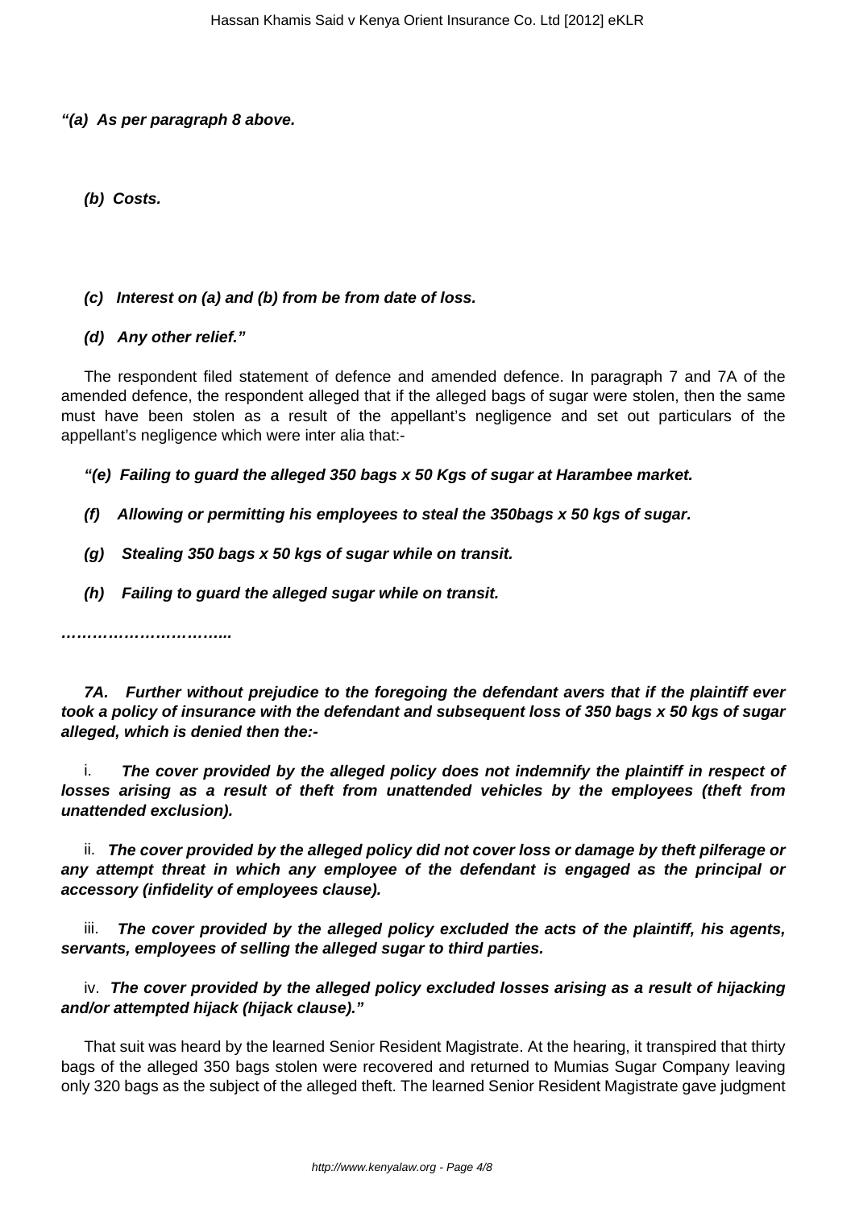***"(a) As per paragraph 8 above.***

***(b) Costs.***

***(c) Interest on (a) and (b) from be from date of loss.***

***(d) Any other relief."***

The respondent filed statement of defence and amended defence. In paragraph 7 and 7A of the amended defence, the respondent alleged that if the alleged bags of sugar were stolen, then the same must have been stolen as a result of the appellant's negligence and set out particulars of the appellant's negligence which were inter alia that:-

***"(e) Failing to guard the alleged 350 bags x 50 Kgs of sugar at Harambee market.***

***(f) Allowing or permitting his employees to steal the 350bags x 50 kgs of sugar.***

***(g) Stealing 350 bags x 50 kgs of sugar while on transit.***

***(h) Failing to guard the alleged sugar while on transit.***

***…………………………..***

***7A. Further without prejudice to the foregoing the defendant avers that if the plaintiff ever took a policy of insurance with the defendant and subsequent loss of 350 bags x 50 kgs of sugar alleged, which is denied then the:-***

i. ***The cover provided by the alleged policy does not indemnify the plaintiff in respect of losses arising as a result of theft from unattended vehicles by the employees (theft from unattended exclusion).***

ii. ***The cover provided by the alleged policy did not cover loss or damage by theft pilferage or any attempt threat in which any employee of the defendant is engaged as the principal or accessory (infidelity of employees clause).***

iii. ***The cover provided by the alleged policy excluded the acts of the plaintiff, his agents, servants, employees of selling the alleged sugar to third parties.***

iv. ***The cover provided by the alleged policy excluded losses arising as a result of hijacking and/or attempted hijack (hijack clause)."***

That suit was heard by the learned Senior Resident Magistrate. At the hearing, it transpired that thirty bags of the alleged 350 bags stolen were recovered and returned to Mumias Sugar Company leaving only 320 bags as the subject of the alleged theft. The learned Senior Resident Magistrate gave judgment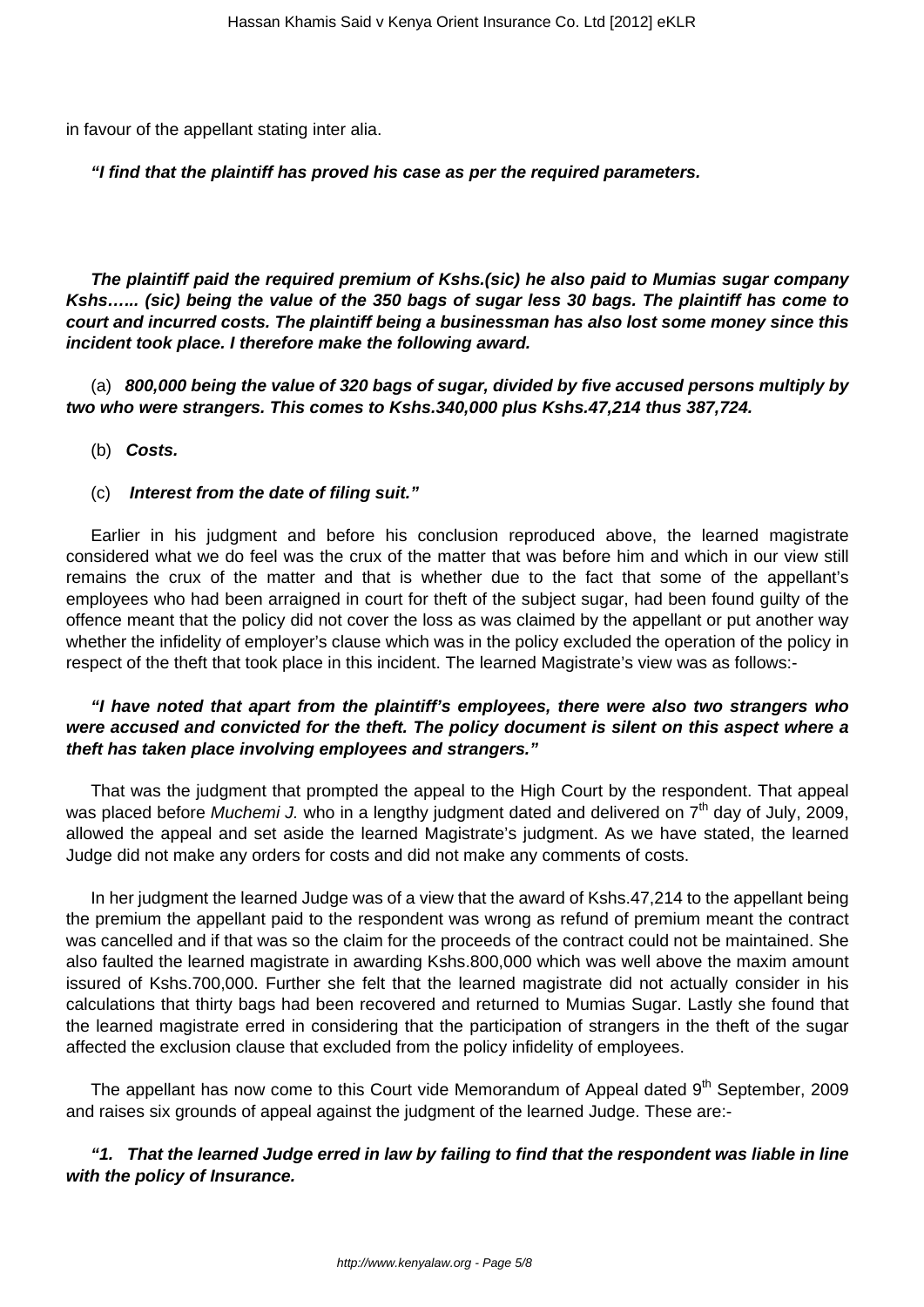in favour of the appellant stating inter alia.

***"I find that the plaintiff has proved his case as per the required parameters.***

***The plaintiff paid the required premium of Kshs.(sic) he also paid to Mumias sugar company Kshs…... (sic) being the value of the 350 bags of sugar less 30 bags. The plaintiff has come to court and incurred costs. The plaintiff being a businessman has also lost some money since this incident took place. I therefore make the following award.***

(a) ***800,000 being the value of 320 bags of sugar, divided by five accused persons multiply by two who were strangers. This comes to Kshs.340,000 plus Kshs.47,214 thus 387,724.***

(b) ***Costs.***

(c) ***Interest from the date of filing suit."***

Earlier in his judgment and before his conclusion reproduced above, the learned magistrate considered what we do feel was the crux of the matter that was before him and which in our view still remains the crux of the matter and that is whether due to the fact that some of the appellant's employees who had been arraigned in court for theft of the subject sugar, had been found guilty of the offence meant that the policy did not cover the loss as was claimed by the appellant or put another way whether the infidelity of employer's clause which was in the policy excluded the operation of the policy in respect of the theft that took place in this incident. The learned Magistrate's view was as follows:-

***"I have noted that apart from the plaintiff's employees, there were also two strangers who were accused and convicted for the theft. The policy document is silent on this aspect where a theft has taken place involving employees and strangers."***

That was the judgment that prompted the appeal to the High Court by the respondent. That appeal was placed before *Muchemi J.* who in a lengthy judgment dated and delivered on 7th day of July, 2009, allowed the appeal and set aside the learned Magistrate's judgment. As we have stated, the learned Judge did not make any orders for costs and did not make any comments of costs.

In her judgment the learned Judge was of a view that the award of Kshs.47,214 to the appellant being the premium the appellant paid to the respondent was wrong as refund of premium meant the contract was cancelled and if that was so the claim for the proceeds of the contract could not be maintained. She also faulted the learned magistrate in awarding Kshs.800,000 which was well above the maxim amount issured of Kshs.700,000. Further she felt that the learned magistrate did not actually consider in his calculations that thirty bags had been recovered and returned to Mumias Sugar. Lastly she found that the learned magistrate erred in considering that the participation of strangers in the theft of the sugar affected the exclusion clause that excluded from the policy infidelity of employees.

The appellant has now come to this Court vide Memorandum of Appeal dated 9th September, 2009 and raises six grounds of appeal against the judgment of the learned Judge. These are:-

***"1. That the learned Judge erred in law by failing to find that the respondent was liable in line with the policy of Insurance.***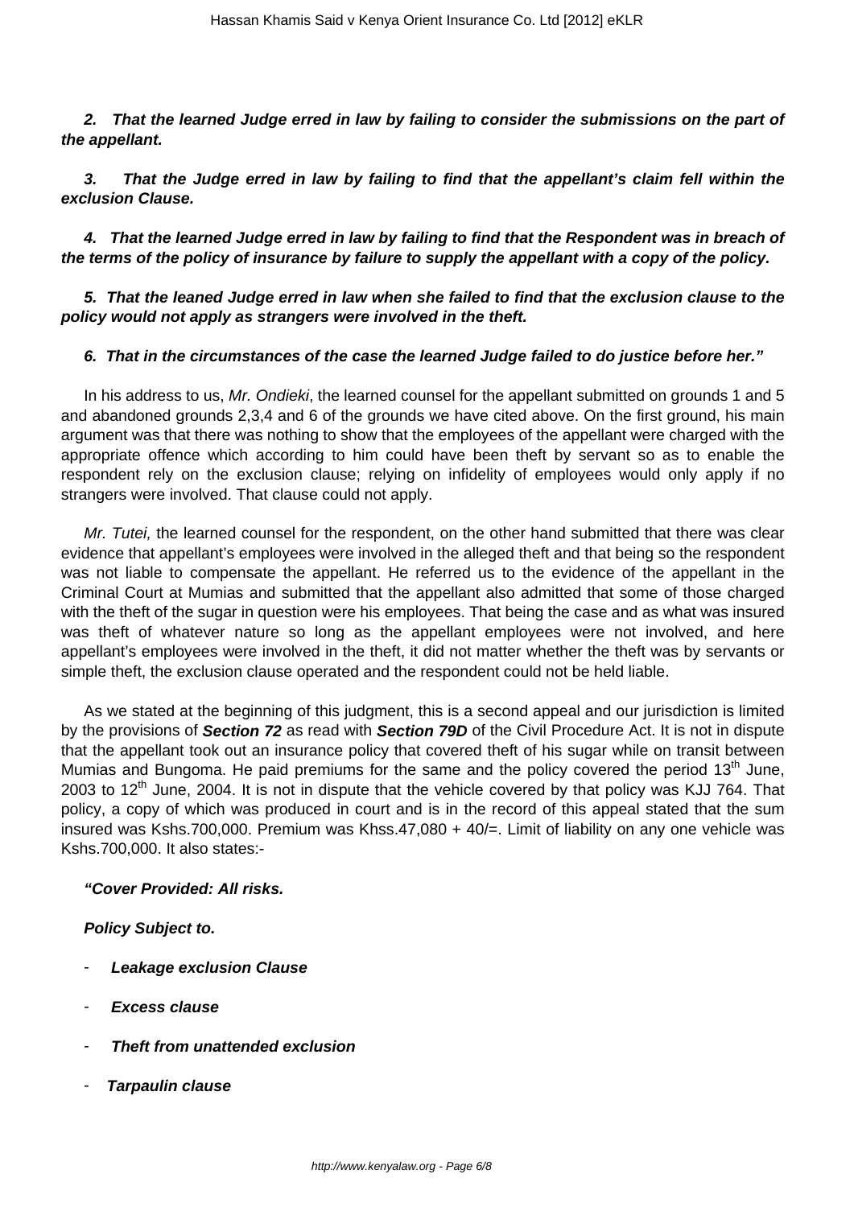***2. That the learned Judge erred in law by failing to consider the submissions on the part of the appellant.***

***3. That the Judge erred in law by failing to find that the appellant's claim fell within the exclusion Clause.***

***4. That the learned Judge erred in law by failing to find that the Respondent was in breach of the terms of the policy of insurance by failure to supply the appellant with a copy of the policy.***

***5. That the leaned Judge erred in law when she failed to find that the exclusion clause to the policy would not apply as strangers were involved in the theft.***

***6. That in the circumstances of the case the learned Judge failed to do justice before her."***

In his address to us, *Mr. Ondieki*, the learned counsel for the appellant submitted on grounds 1 and 5 and abandoned grounds 2,3,4 and 6 of the grounds we have cited above. On the first ground, his main argument was that there was nothing to show that the employees of the appellant were charged with the appropriate offence which according to him could have been theft by servant so as to enable the respondent rely on the exclusion clause; relying on infidelity of employees would only apply if no strangers were involved. That clause could not apply.

*Mr. Tutei,* the learned counsel for the respondent, on the other hand submitted that there was clear evidence that appellant's employees were involved in the alleged theft and that being so the respondent was not liable to compensate the appellant. He referred us to the evidence of the appellant in the Criminal Court at Mumias and submitted that the appellant also admitted that some of those charged with the theft of the sugar in question were his employees. That being the case and as what was insured was theft of whatever nature so long as the appellant employees were not involved, and here appellant's employees were involved in the theft, it did not matter whether the theft was by servants or simple theft, the exclusion clause operated and the respondent could not be held liable.

As we stated at the beginning of this judgment, this is a second appeal and our jurisdiction is limited by the provisions of ***Section 72*** as read with ***Section 79D*** of the Civil Procedure Act. It is not in dispute that the appellant took out an insurance policy that covered theft of his sugar while on transit between Mumias and Bungoma. He paid premiums for the same and the policy covered the period 13th June, 2003 to 12th June, 2004. It is not in dispute that the vehicle covered by that policy was KJJ 764. That policy, a copy of which was produced in court and is in the record of this appeal stated that the sum insured was Kshs.700,000. Premium was Khss.47,080 + 40/=. Limit of liability on any one vehicle was Kshs.700,000. It also states:-

***"Cover Provided: All risks.***

***Policy Subject to.***

- ***Leakage exclusion Clause***
- ***Excess clause***
- ***Theft from unattended exclusion***
- ***Tarpaulin clause***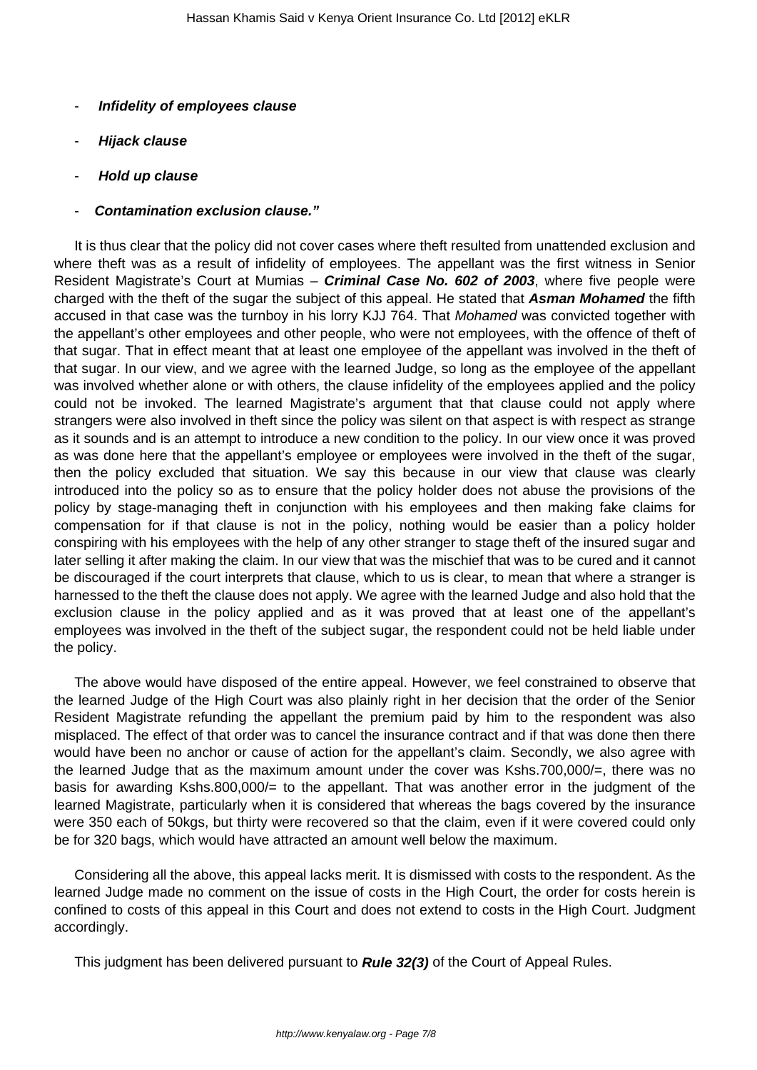- ***Infidelity of employees clause***

- ***Hijack clause***

- ***Hold up clause***

- ***Contamination exclusion clause."***

It is thus clear that the policy did not cover cases where theft resulted from unattended exclusion and where theft was as a result of infidelity of employees. The appellant was the first witness in Senior Resident Magistrate's Court at Mumias – ***Criminal Case No. 602 of 2003***, where five people were charged with the theft of the sugar the subject of this appeal. He stated that ***Asman Mohamed*** the fifth accused in that case was the turnboy in his lorry KJJ 764. That *Mohamed* was convicted together with the appellant's other employees and other people, who were not employees, with the offence of theft of that sugar. That in effect meant that at least one employee of the appellant was involved in the theft of that sugar. In our view, and we agree with the learned Judge, so long as the employee of the appellant was involved whether alone or with others, the clause infidelity of the employees applied and the policy could not be invoked. The learned Magistrate's argument that that clause could not apply where strangers were also involved in theft since the policy was silent on that aspect is with respect as strange as it sounds and is an attempt to introduce a new condition to the policy. In our view once it was proved as was done here that the appellant's employee or employees were involved in the theft of the sugar, then the policy excluded that situation. We say this because in our view that clause was clearly introduced into the policy so as to ensure that the policy holder does not abuse the provisions of the policy by stage-managing theft in conjunction with his employees and then making fake claims for compensation for if that clause is not in the policy, nothing would be easier than a policy holder conspiring with his employees with the help of any other stranger to stage theft of the insured sugar and later selling it after making the claim. In our view that was the mischief that was to be cured and it cannot be discouraged if the court interprets that clause, which to us is clear, to mean that where a stranger is harnessed to the theft the clause does not apply. We agree with the learned Judge and also hold that the exclusion clause in the policy applied and as it was proved that at least one of the appellant's employees was involved in the theft of the subject sugar, the respondent could not be held liable under the policy.

The above would have disposed of the entire appeal. However, we feel constrained to observe that the learned Judge of the High Court was also plainly right in her decision that the order of the Senior Resident Magistrate refunding the appellant the premium paid by him to the respondent was also misplaced. The effect of that order was to cancel the insurance contract and if that was done then there would have been no anchor or cause of action for the appellant's claim. Secondly, we also agree with the learned Judge that as the maximum amount under the cover was Kshs.700,000/=, there was no basis for awarding Kshs.800,000/= to the appellant. That was another error in the judgment of the learned Magistrate, particularly when it is considered that whereas the bags covered by the insurance were 350 each of 50kgs, but thirty were recovered so that the claim, even if it were covered could only be for 320 bags, which would have attracted an amount well below the maximum.

Considering all the above, this appeal lacks merit. It is dismissed with costs to the respondent. As the learned Judge made no comment on the issue of costs in the High Court, the order for costs herein is confined to costs of this appeal in this Court and does not extend to costs in the High Court. Judgment accordingly.

This judgment has been delivered pursuant to ***Rule 32(3)*** of the Court of Appeal Rules.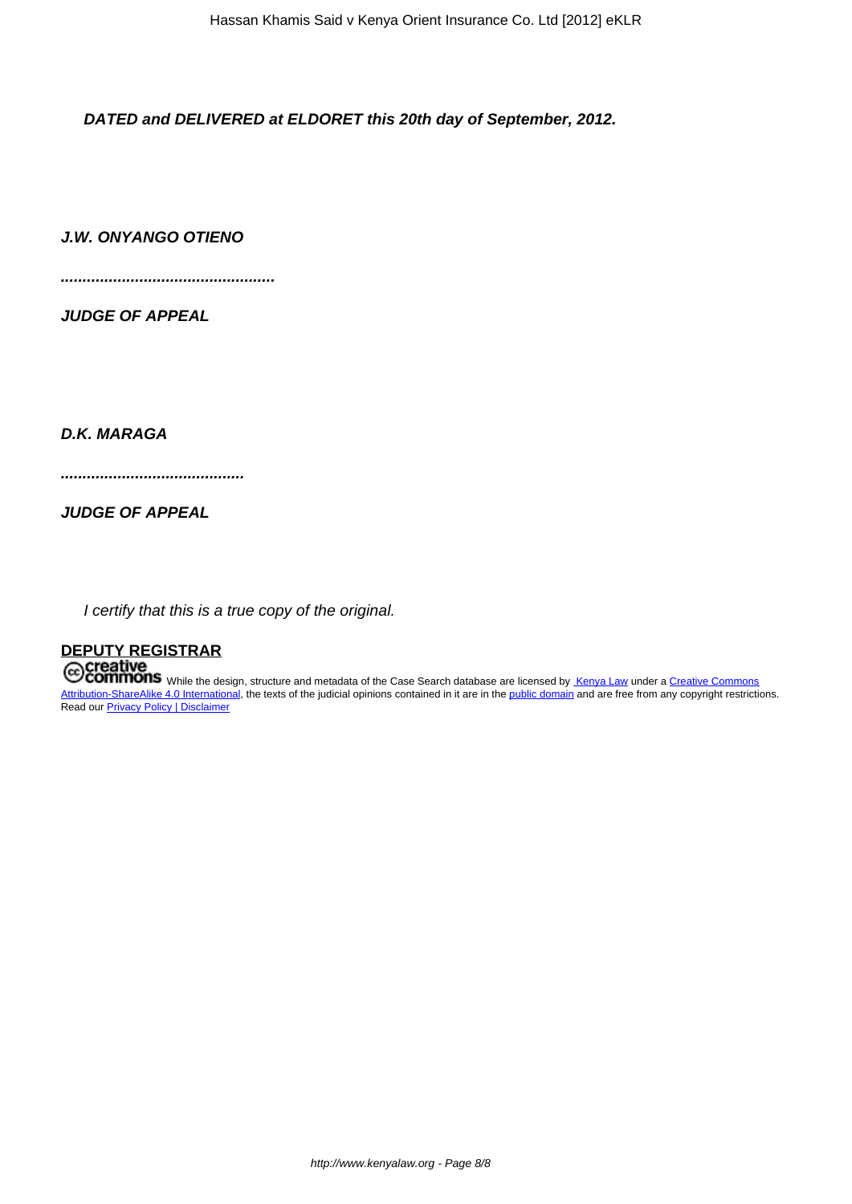**DATED and DELIVERED at ELDORET this 20th day of September, 2012.**

**J.W. ONYANGO OTIENO**

**................................................**

**JUDGE OF APPEAL**

**D.K. MARAGA**

**..........................................**

**JUDGE OF APPEAL**

*I certify that this is a true copy of the original.*

**DEPUTY REGISTRAR**

While the design, structure and metadata of the Case Search database are licensed by Kenya Law under a Creative Commons Attribution-ShareAlike 4.0 International, the texts of the judicial opinions contained in it are in the public domain and are free from any copyright restrictions. Read our Privacy Policy | Disclaimer